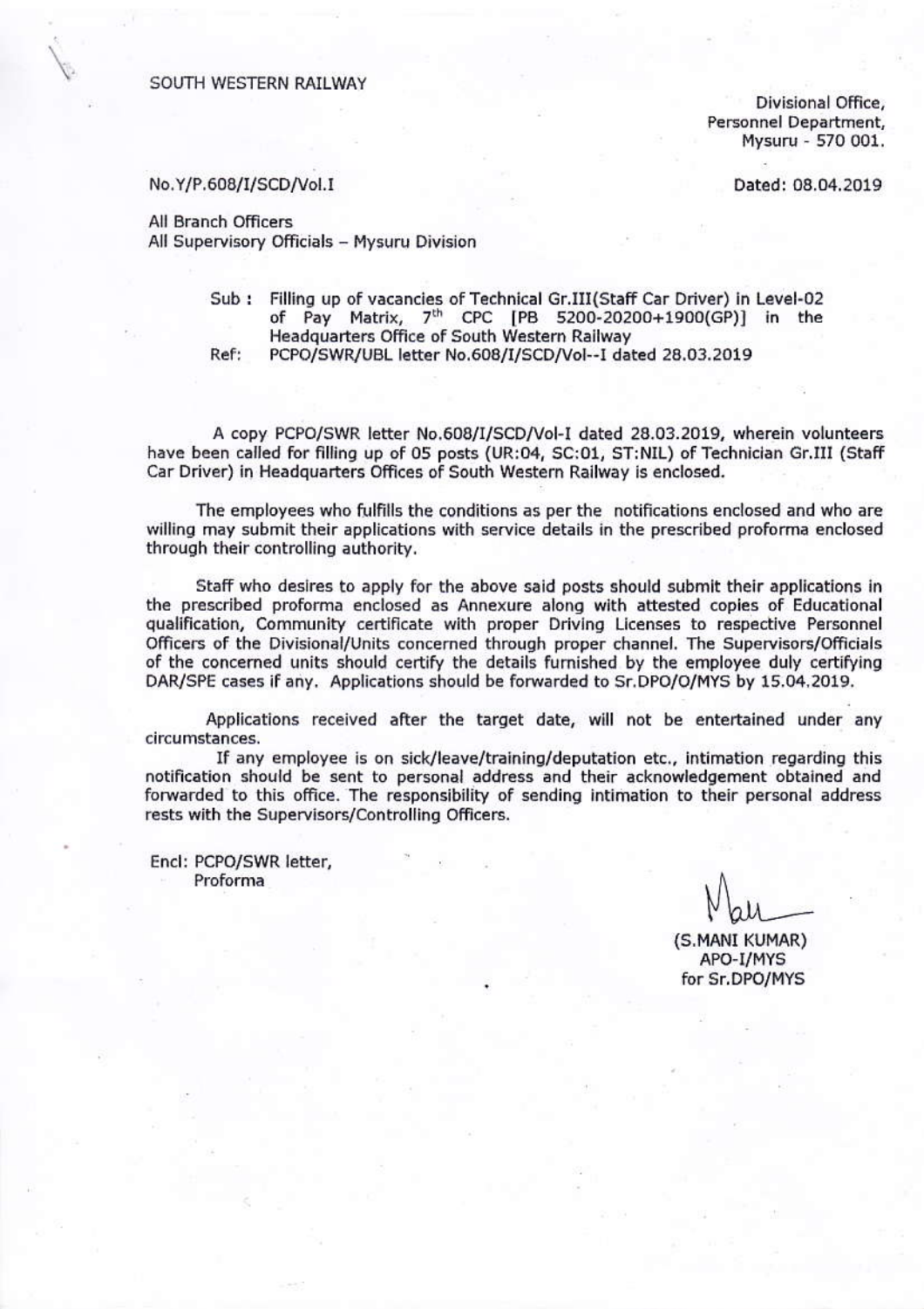SOUTH WESTERN RAILWAY

Divisional Office,
Personnel Department,
Mysuru - 570 001.

No.Y/P.608/I/SCD/Vol.I

Dated: 08.04.2019

All Branch Officers
All Supervisory Officials – Mysuru Division

Sub : Filling up of vacancies of Technical Gr.III(Staff Car Driver) in Level-02 of Pay Matrix, 7th CPC [PB 5200-20200+1900(GP)] in the Headquarters Office of South Western Railway

Ref: PCPO/SWR/UBL letter No.608/I/SCD/Vol--I dated 28.03.2019

A copy PCPO/SWR letter No.608/I/SCD/Vol-I dated 28.03.2019, wherein volunteers have been called for filling up of 05 posts (UR:04, SC:01, ST:NIL) of Technician Gr.III (Staff Car Driver) in Headquarters Offices of South Western Railway is enclosed.

The employees who fulfills the conditions as per the notifications enclosed and who are willing may submit their applications with service details in the prescribed proforma enclosed through their controlling authority.

Staff who desires to apply for the above said posts should submit their applications in the prescribed proforma enclosed as Annexure along with attested copies of Educational qualification, Community certificate with proper Driving Licenses to respective Personnel Officers of the Divisional/Units concerned through proper channel. The Supervisors/Officials of the concerned units should certify the details furnished by the employee duly certifying DAR/SPE cases if any. Applications should be forwarded to Sr.DPO/O/MYS by 15.04.2019.

Applications received after the target date, will not be entertained under any circumstances.

If any employee is on sick/leave/training/deputation etc., intimation regarding this notification should be sent to personal address and their acknowledgement obtained and forwarded to this office. The responsibility of sending intimation to their personal address rests with the Supervisors/Controlling Officers.

Encl: PCPO/SWR letter,
Proforma

(S.MANI KUMAR)
APO-I/MYS
for Sr.DPO/MYS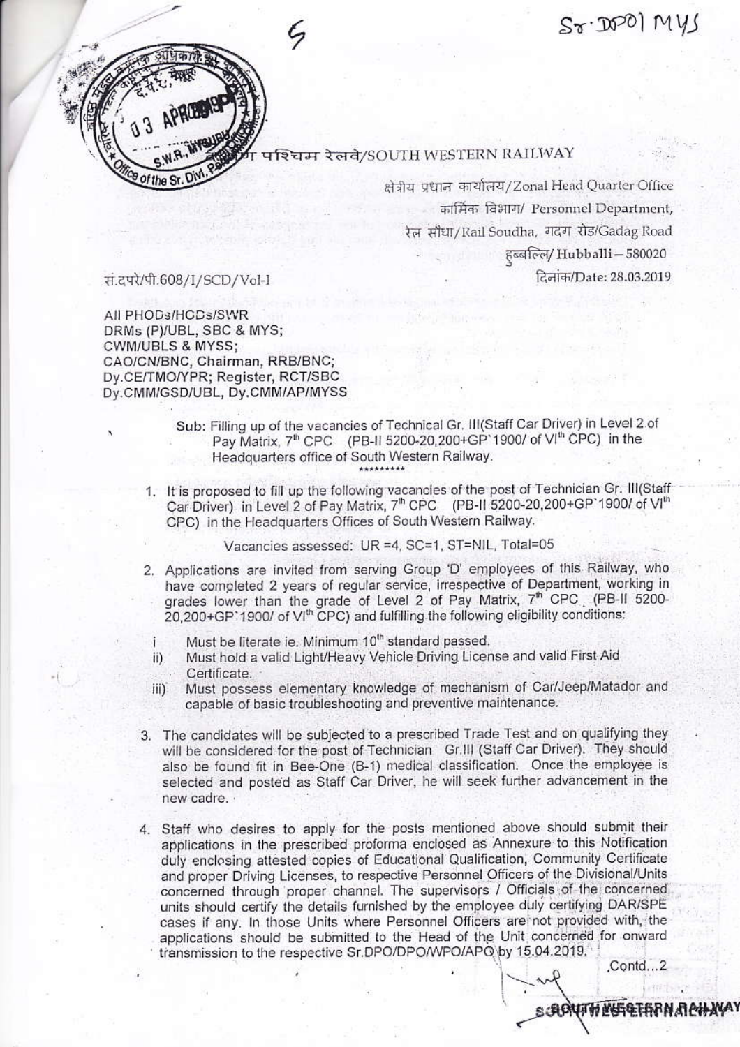दक्षिण पश्चिम रेलवे/SOUTH WESTERN RAILWAY

क्षेत्रीय प्रधान कार्यालय/Zonal Head Quarter Office

कार्मिक विभाग/ Personnel Department,

रेल सौधा/Rail Soudha, गदग रोड़/Gadag Road

हुब्बल्लि/ Hubballi – 580020

सं.दपरे/पी.608/I/SCD/Vol-I

दिनांक/Date: 28.03.2019

All PHODs/HODs/SWR
DRMs (P)/UBL, SBC & MYS;
CWM/UBLS & MYSS;
CAO/CN/BNC, Chairman, RRB/BNC;
Dy.CE/TMO/YPR; Register, RCT/SBC
Dy.CMM/GSD/UBL, Dy.CMM/AP/MYSS

Sub: Filling up of the vacancies of Technical Gr. III(Staff Car Driver) in Level 2 of Pay Matrix, 7th CPC (PB-II 5200-20,200+GP`1900/ of VIth CPC) in the Headquarters office of South Western Railway.

*********

1. It is proposed to fill up the following vacancies of the post of Technician Gr. III(Staff Car Driver) in Level 2 of Pay Matrix, 7th CPC (PB-II 5200-20,200+GP`1900/ of VIth CPC) in the Headquarters Offices of South Western Railway.

   Vacancies assessed: UR =4, SC=1, ST=NIL, Total=05

2. Applications are invited from serving Group 'D' employees of this Railway, who have completed 2 years of regular service, irrespective of Department, working in grades lower than the grade of Level 2 of Pay Matrix, 7th CPC (PB-II 5200-20,200+GP`1900/ of VIth CPC) and fulfilling the following eligibility conditions:

   i) Must be literate ie. Minimum 10th standard passed.
   ii) Must hold a valid Light/Heavy Vehicle Driving License and valid First Aid Certificate.
   iii) Must possess elementary knowledge of mechanism of Car/Jeep/Matador and capable of basic troubleshooting and preventive maintenance.

3. The candidates will be subjected to a prescribed Trade Test and on qualifying they will be considered for the post of Technician Gr.III (Staff Car Driver). They should also be found fit in Bee-One (B-1) medical classification. Once the employee is selected and posted as Staff Car Driver, he will seek further advancement in the new cadre.

4. Staff who desires to apply for the posts mentioned above should submit their applications in the prescribed proforma enclosed as Annexure to this Notification duly enclosing attested copies of Educational Qualification, Community Certificate and proper Driving Licenses, to respective Personnel Officers of the Divisional/Units concerned through proper channel. The supervisors / Officials of the concerned units should certify the details furnished by the employee duly certifying DAR/SPE cases if any. In those Units where Personnel Officers are not provided with, the applications should be submitted to the Head of the Unit concerned for onward transmission to the respective Sr.DPO/DPO/WPO/APO by 15.04.2019.

,Contd...2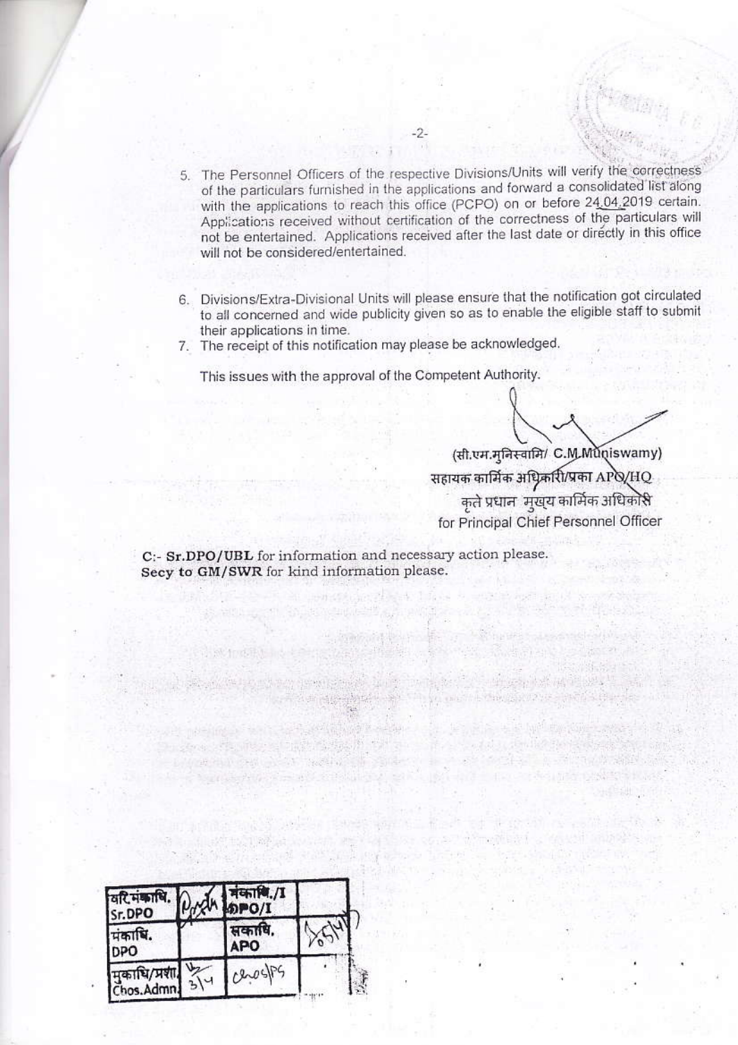5. The Personnel Officers of the respective Divisions/Units will verify the correctness of the particulars furnished in the applications and forward a consolidated list along with the applications to reach this office (PCPO) on or before 24.04.2019 certain. Applications received without certification of the correctness of the particulars will not be entertained. Applications received after the last date or directly in this office will not be considered/entertained.

6. Divisions/Extra-Divisional Units will please ensure that the notification got circulated to all concerned and wide publicity given so as to enable the eligible staff to submit their applications in time.

7. The receipt of this notification may please be acknowledged.

This issues with the approval of the Competent Authority.

(सी.एम.मुनिस्वामि/ C.M.Muniswamy)
सहायक कार्मिक अधिकारी/प्रका APO/HQ
कृते प्रधान मुख्य कार्मिक अधिकारी
for Principal Chief Personnel Officer

C:- **Sr.DPO/UBL** for information and necessary action please.
**Secy to GM/SWR** for kind information please.

| वरि.मंकाधि. Sr.DPO | | मंकाधि./I DPO/I | |
|---|---|---|---|
| मंकाधि. DPO | | सकाधि. APO | |
| मुकाधि/प्रशा. Chos.Admn. | 3/4 | Chos/PS | |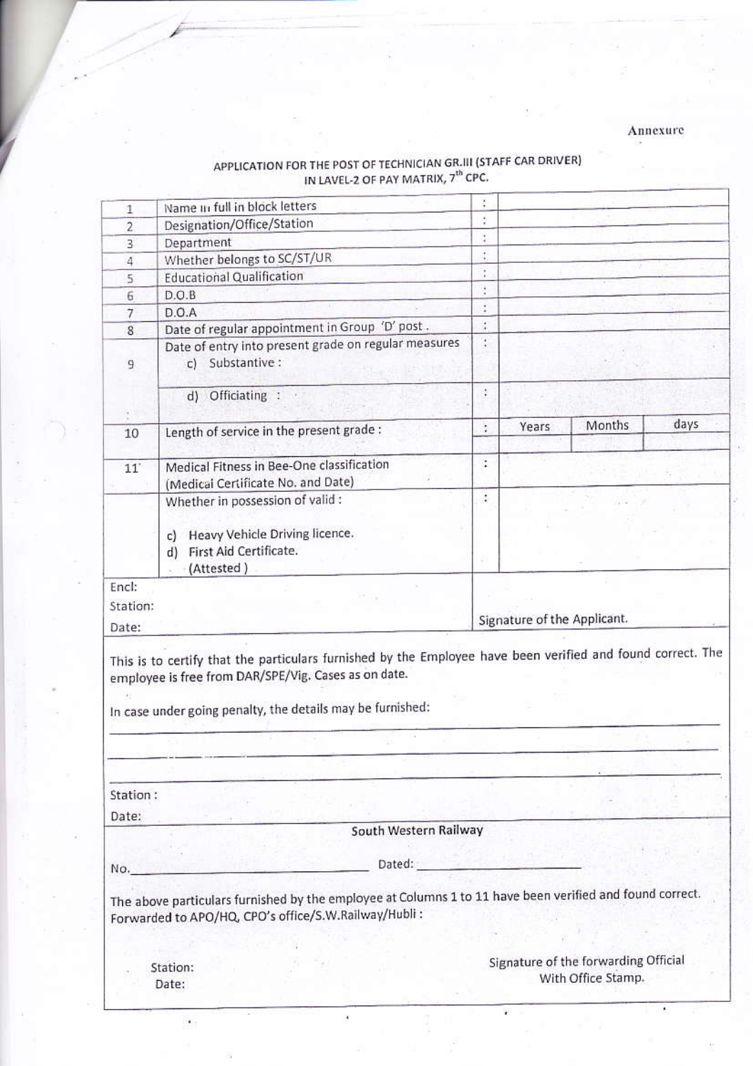Annexure

## APPLICATION FOR THE POST OF TECHNICIAN GR.III (STAFF CAR DRIVER) IN LAVEL-2 OF PAY MATRIX, 7[th] CPC.

| | | | | | |
|---|---|---|---|---|---|
| 1 | Name in full in block letters | : | | | |
| 2 | Designation/Office/Station | : | | | |
| 3 | Department | : | | | |
| 4 | Whether belongs to SC/ST/UR | : | | | |
| 5 | Educational Qualification | : | | | |
| 6 | D.O.B | : | | | |
| 7 | D.O.A | : | | | |
| 8 | Date of regular appointment in Group 'D' post . | : | | | |
| 9 | Date of entry into present grade on regular measures<br>c) Substantive : | : | | | |
| | d) Officiating : | : | | | |
| 10 | Length of service in the present grade : | : | Years | Months | days |
| | | | | | |
| 11 | Medical Fitness in Bee-One classification (Medical Certificate No. and Date) | : | | | |
| | Whether in possession of valid :<br>c) Heavy Vehicle Driving licence.<br>d) First Aid Certificate. (Attested ) | : | | | |

Encl:

Station:

Date:

Signature of the Applicant.

This is to certify that the particulars furnished by the Employee have been verified and found correct. The employee is free from DAR/SPE/Vig. Cases as on date.

In case under going penalty, the details may be furnished:

______________________________________________

______________________________________________

______________________________________________

Station :

Date:

**South Western Railway**

No.______________________ Dated: ______________________

The above particulars furnished by the employee at Columns 1 to 11 have been verified and found correct. Forwarded to APO/HQ, CPO's office/S.W.Railway/Hubli :

Station:

Date:

Signature of the forwarding Official
With Office Stamp.